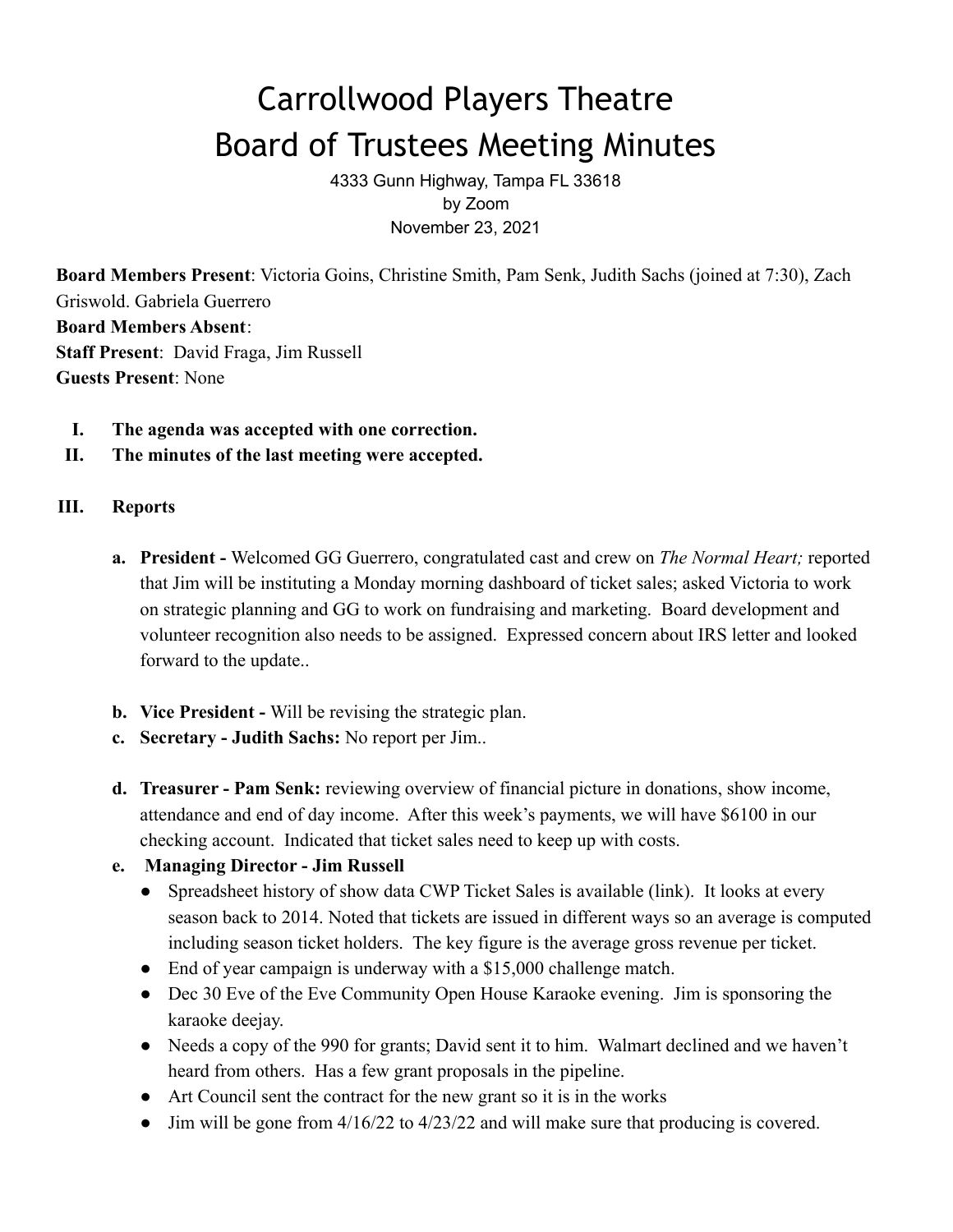# Carrollwood Players Theatre
# Board of Trustees Meeting Minutes

4333 Gunn Highway, Tampa FL 33618
by Zoom
November 23, 2021

**Board Members Present**: Victoria Goins, Christine Smith, Pam Senk, Judith Sachs (joined at 7:30), Zach Griswold. Gabriela Guerrero
**Board Members Absent**:
**Staff Present**: David Fraga, Jim Russell
**Guests Present**: None

I. **The agenda was accepted with one correction.**
II. **The minutes of the last meeting were accepted.**

III. **Reports**

   a. **President -** Welcomed GG Guerrero, congratulated cast and crew on *The Normal Heart;* reported that Jim will be instituting a Monday morning dashboard of ticket sales; asked Victoria to work on strategic planning and GG to work on fundraising and marketing. Board development and volunteer recognition also needs to be assigned. Expressed concern about IRS letter and looked forward to the update..

   b. **Vice President -** Will be revising the strategic plan.
   c. **Secretary - Judith Sachs:** No report per Jim..

   d. **Treasurer - Pam Senk:** reviewing overview of financial picture in donations, show income, attendance and end of day income. After this week's payments, we will have $6100 in our checking account. Indicated that ticket sales need to keep up with costs.
   e. **Managing Director - Jim Russell**
      - Spreadsheet history of show data CWP Ticket Sales is available (link). It looks at every season back to 2014. Noted that tickets are issued in different ways so an average is computed including season ticket holders. The key figure is the average gross revenue per ticket.
      - End of year campaign is underway with a $15,000 challenge match.
      - Dec 30 Eve of the Eve Community Open House Karaoke evening. Jim is sponsoring the karaoke deejay.
      - Needs a copy of the 990 for grants; David sent it to him. Walmart declined and we haven't heard from others. Has a few grant proposals in the pipeline.
      - Art Council sent the contract for the new grant so it is in the works
      - Jim will be gone from 4/16/22 to 4/23/22 and will make sure that producing is covered.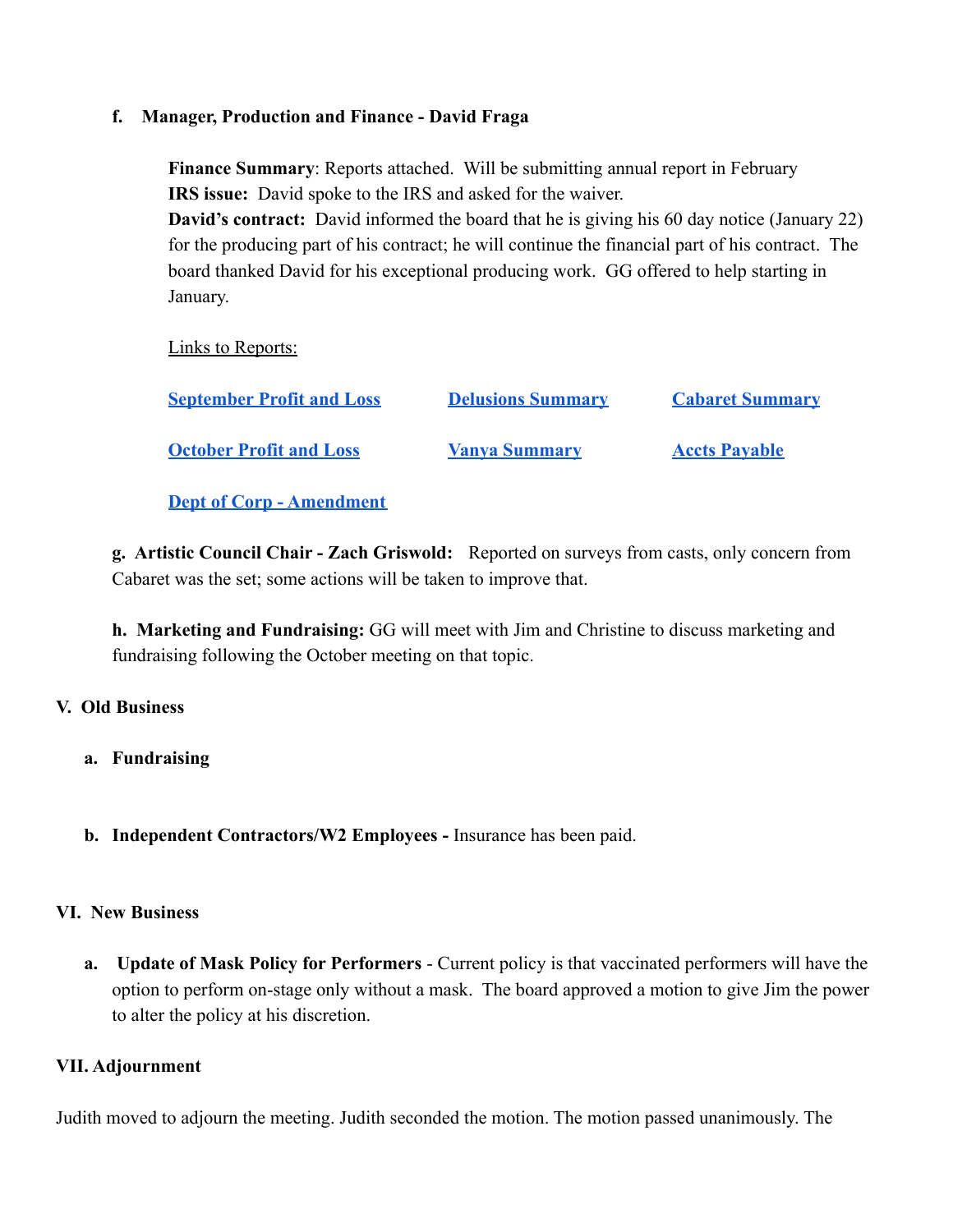**f. Manager, Production and Finance - David Fraga**

**Finance Summary**: Reports attached. Will be submitting annual report in February
**IRS issue:** David spoke to the IRS and asked for the waiver.
**David's contract:** David informed the board that he is giving his 60 day notice (January 22) for the producing part of his contract; he will continue the financial part of his contract. The board thanked David for his exceptional producing work. GG offered to help starting in January.

Links to Reports:

**September Profit and Loss** | **Delusions Summary** | **Cabaret Summary**

**October Profit and Loss** | **Vanya Summary** | **Accts Payable**

**Dept of Corp - Amendment**

**g. Artistic Council Chair - Zach Griswold:** Reported on surveys from casts, only concern from Cabaret was the set; some actions will be taken to improve that.

**h. Marketing and Fundraising:** GG will meet with Jim and Christine to discuss marketing and fundraising following the October meeting on that topic.

## V. Old Business

**a. Fundraising**

**b. Independent Contractors/W2 Employees -** Insurance has been paid.

## VI. New Business

**a. Update of Mask Policy for Performers** - Current policy is that vaccinated performers will have the option to perform on-stage only without a mask. The board approved a motion to give Jim the power to alter the policy at his discretion.

## VII. Adjournment

Judith moved to adjourn the meeting. Judith seconded the motion. The motion passed unanimously. The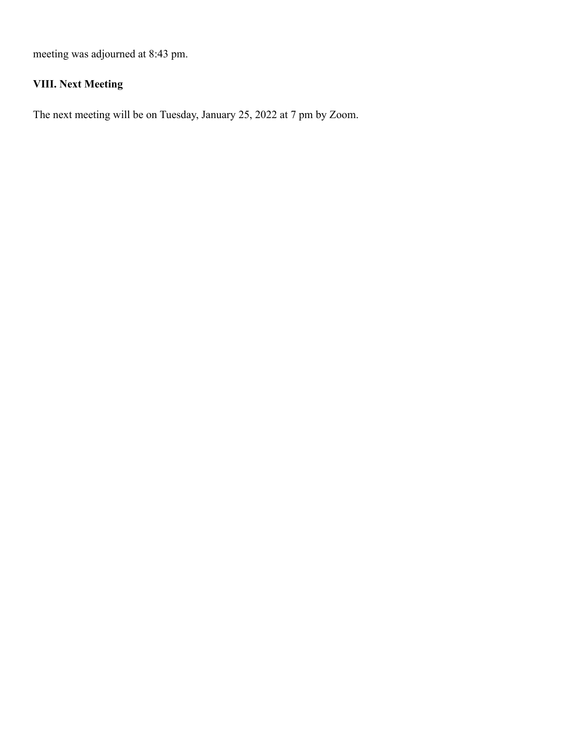meeting was adjourned at 8:43 pm.

## VIII. Next Meeting

The next meeting will be on Tuesday, January 25, 2022 at 7 pm by Zoom.